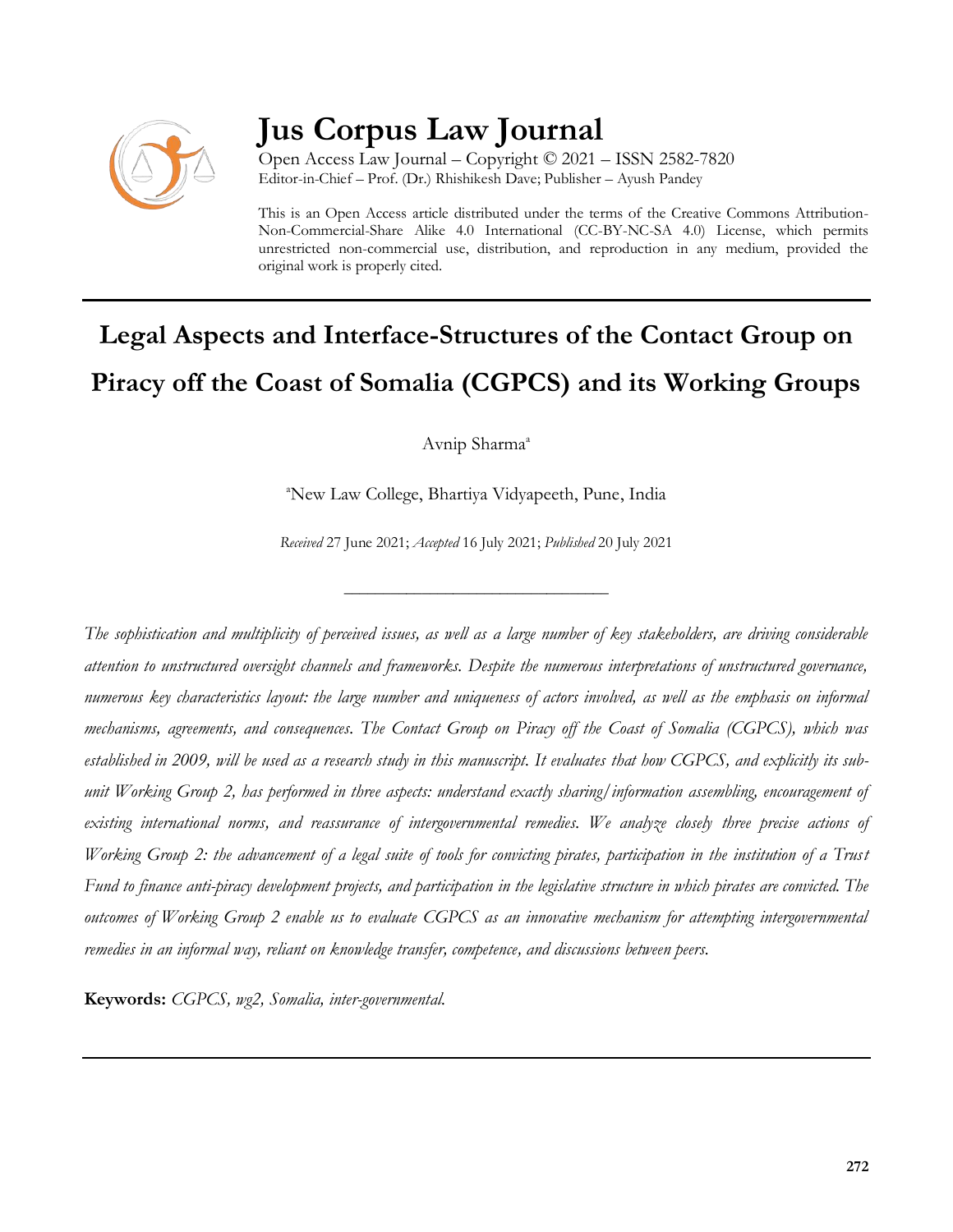# Jus Corpus Law Journal

Open Access Law Journal – Copyright © 2021 – ISSN 2582-7820
Editor-in-Chief – Prof. (Dr.) Rhishikesh Dave; Publisher – Ayush Pandey

This is an Open Access article distributed under the terms of the Creative Commons Attribution-Non-Commercial-Share Alike 4.0 International (CC-BY-NC-SA 4.0) License, which permits unrestricted non-commercial use, distribution, and reproduction in any medium, provided the original work is properly cited.

## Legal Aspects and Interface-Structures of the Contact Group on Piracy off the Coast of Somalia (CGPCS) and its Working Groups

Avnip Sharma[a]

[a]New Law College, Bhartiya Vidyapeeth, Pune, India

*Received* 27 June 2021; *Accepted* 16 July 2021; *Published* 20 July 2021

---

*The sophistication and multiplicity of perceived issues, as well as a large number of key stakeholders, are driving considerable attention to unstructured oversight channels and frameworks. Despite the numerous interpretations of unstructured governance, numerous key characteristics layout: the large number and uniqueness of actors involved, as well as the emphasis on informal mechanisms, agreements, and consequences. The Contact Group on Piracy off the Coast of Somalia (CGPCS), which was established in 2009, will be used as a research study in this manuscript. It evaluates that how CGPCS, and explicitly its sub-unit Working Group 2, has performed in three aspects: understand exactly sharing/information assembling, encouragement of existing international norms, and reassurance of intergovernmental remedies. We analyze closely three precise actions of Working Group 2: the advancement of a legal suite of tools for convicting pirates, participation in the institution of a Trust Fund to finance anti-piracy development projects, and participation in the legislative structure in which pirates are convicted. The outcomes of Working Group 2 enable us to evaluate CGPCS as an innovative mechanism for attempting intergovernmental remedies in an informal way, reliant on knowledge transfer, competence, and discussions between peers.*

**Keywords:** *CGPCS, wg2, Somalia, inter-governmental.*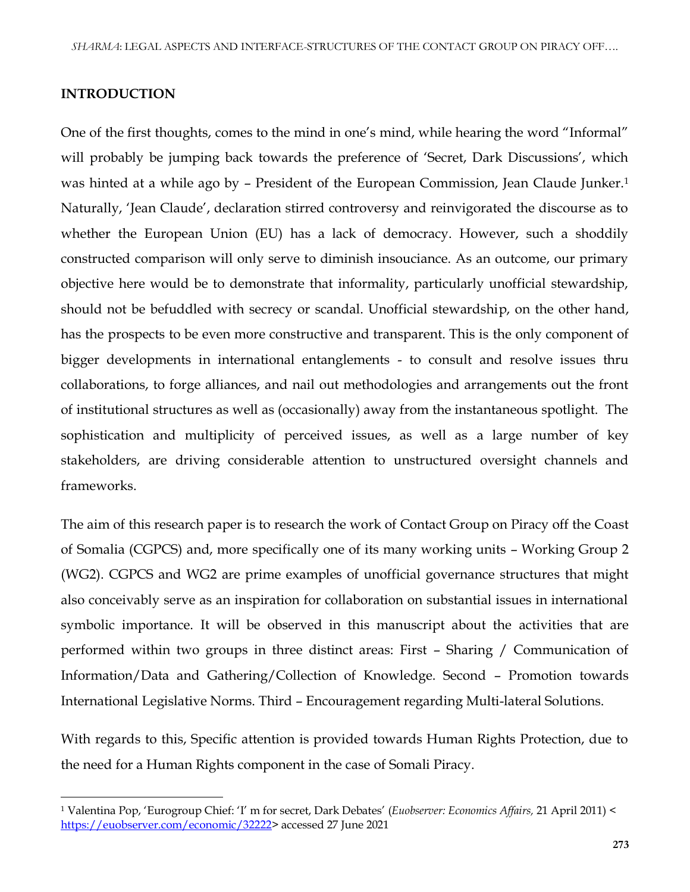## INTRODUCTION

One of the first thoughts, comes to the mind in one's mind, while hearing the word "Informal" will probably be jumping back towards the preference of 'Secret, Dark Discussions', which was hinted at a while ago by – President of the European Commission, Jean Claude Junker.[1] Naturally, 'Jean Claude', declaration stirred controversy and reinvigorated the discourse as to whether the European Union (EU) has a lack of democracy. However, such a shoddily constructed comparison will only serve to diminish insouciance. As an outcome, our primary objective here would be to demonstrate that informality, particularly unofficial stewardship, should not be befuddled with secrecy or scandal. Unofficial stewardship, on the other hand, has the prospects to be even more constructive and transparent. This is the only component of bigger developments in international entanglements - to consult and resolve issues thru collaborations, to forge alliances, and nail out methodologies and arrangements out the front of institutional structures as well as (occasionally) away from the instantaneous spotlight. The sophistication and multiplicity of perceived issues, as well as a large number of key stakeholders, are driving considerable attention to unstructured oversight channels and frameworks.

The aim of this research paper is to research the work of Contact Group on Piracy off the Coast of Somalia (CGPCS) and, more specifically one of its many working units – Working Group 2 (WG2). CGPCS and WG2 are prime examples of unofficial governance structures that might also conceivably serve as an inspiration for collaboration on substantial issues in international symbolic importance. It will be observed in this manuscript about the activities that are performed within two groups in three distinct areas: First – Sharing / Communication of Information/Data and Gathering/Collection of Knowledge. Second – Promotion towards International Legislative Norms. Third – Encouragement regarding Multi-lateral Solutions.

With regards to this, Specific attention is provided towards Human Rights Protection, due to the need for a Human Rights component in the case of Somali Piracy.

[1] Valentina Pop, 'Eurogroup Chief: 'I' m for secret, Dark Debates' (*Euobserver: Economics Affairs,* 21 April 2011) < https://euobserver.com/economic/32222> accessed 27 June 2021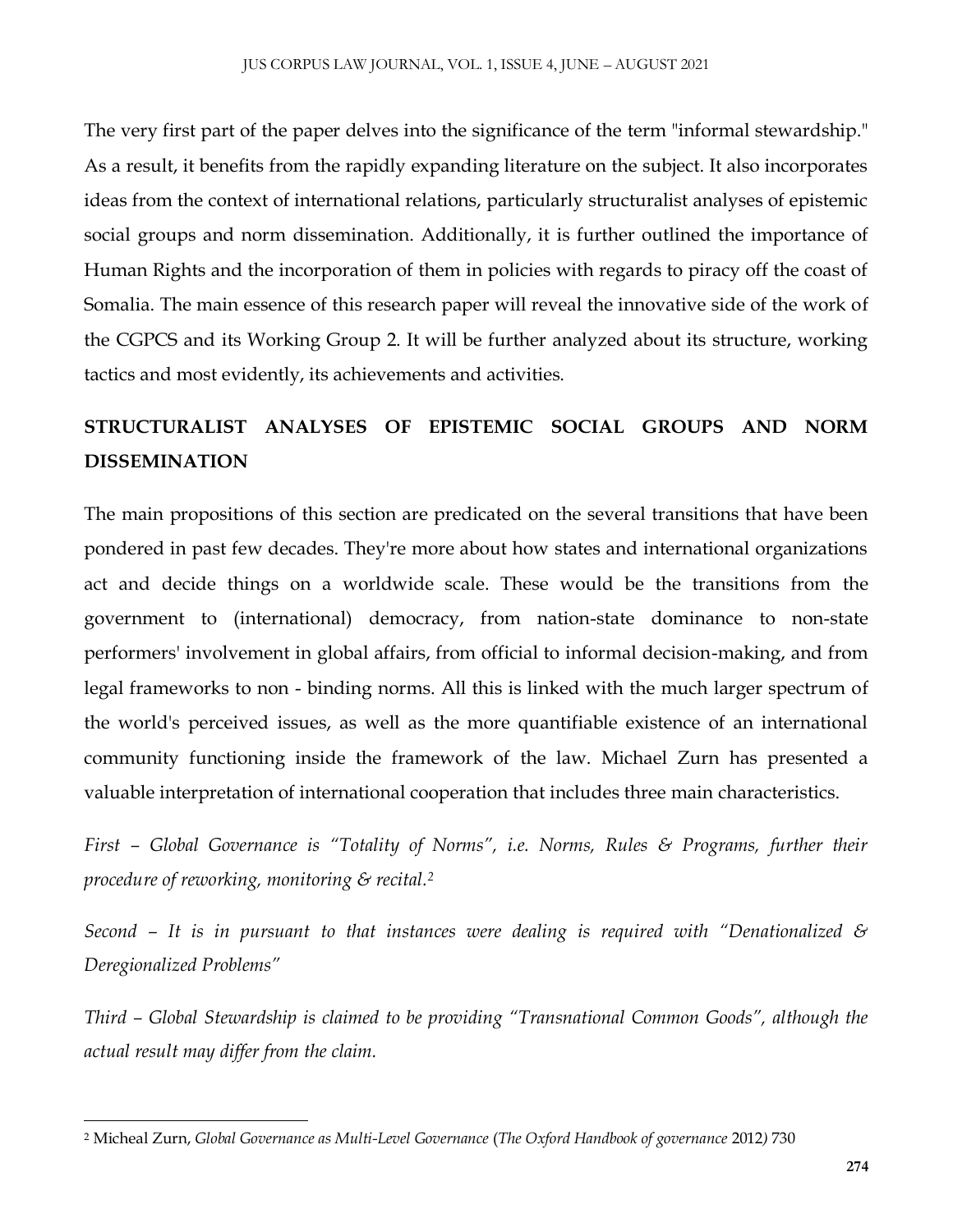The very first part of the paper delves into the significance of the term "informal stewardship." As a result, it benefits from the rapidly expanding literature on the subject. It also incorporates ideas from the context of international relations, particularly structuralist analyses of epistemic social groups and norm dissemination. Additionally, it is further outlined the importance of Human Rights and the incorporation of them in policies with regards to piracy off the coast of Somalia. The main essence of this research paper will reveal the innovative side of the work of the CGPCS and its Working Group 2. It will be further analyzed about its structure, working tactics and most evidently, its achievements and activities.

## STRUCTURALIST ANALYSES OF EPISTEMIC SOCIAL GROUPS AND NORM DISSEMINATION

The main propositions of this section are predicated on the several transitions that have been pondered in past few decades. They're more about how states and international organizations act and decide things on a worldwide scale. These would be the transitions from the government to (international) democracy, from nation-state dominance to non-state performers' involvement in global affairs, from official to informal decision-making, and from legal frameworks to non - binding norms. All this is linked with the much larger spectrum of the world's perceived issues, as well as the more quantifiable existence of an international community functioning inside the framework of the law. Michael Zurn has presented a valuable interpretation of international cooperation that includes three main characteristics.

*First – Global Governance is "Totality of Norms", i.e. Norms, Rules & Programs, further their procedure of reworking, monitoring & recital.*[2]

*Second – It is in pursuant to that instances were dealing is required with "Denationalized & Deregionalized Problems"*

*Third – Global Stewardship is claimed to be providing "Transnational Common Goods", although the actual result may differ from the claim.*

---

[2] Micheal Zurn, *Global Governance as Multi-Level Governance* (*The Oxford Handbook of governance* 2012) 730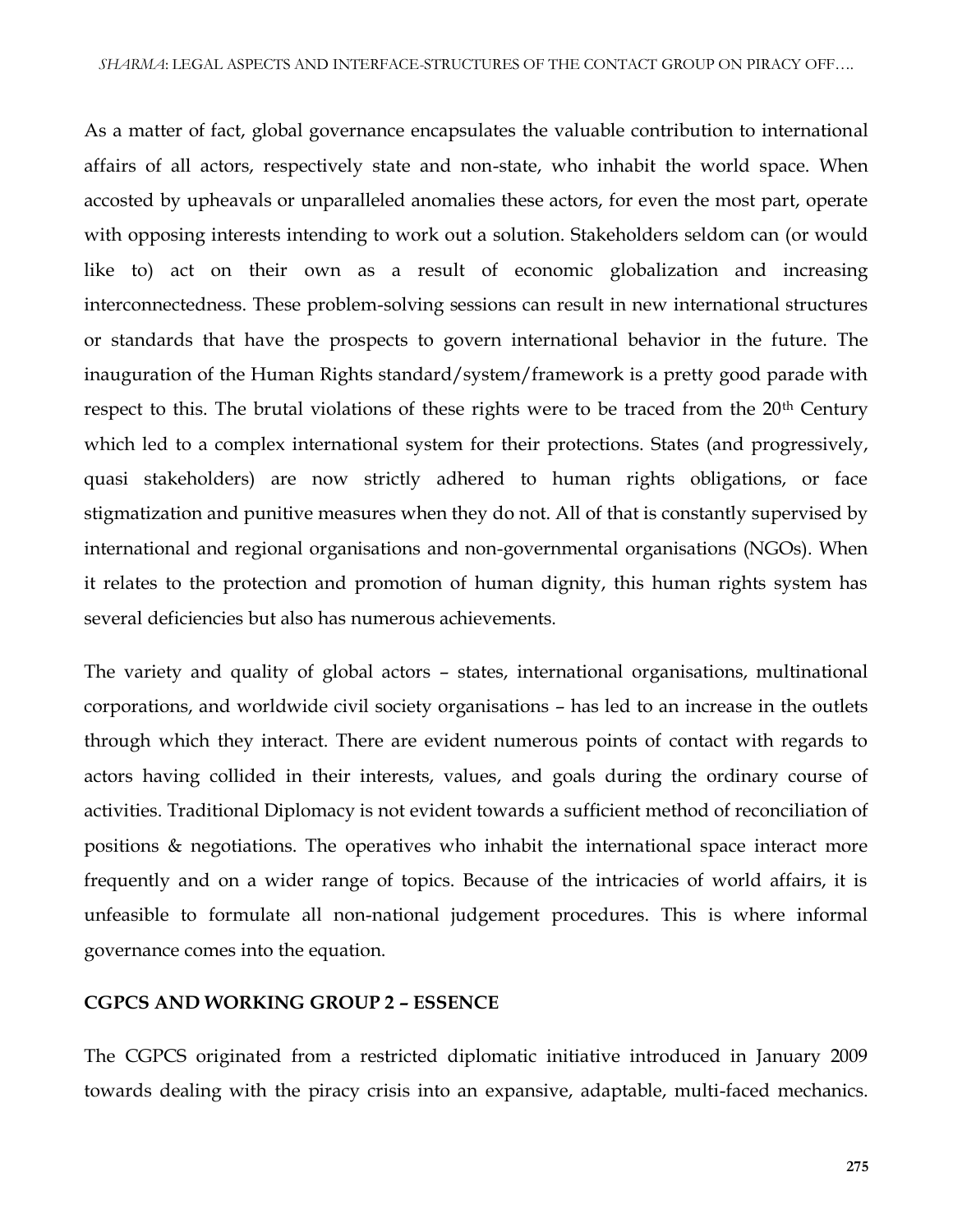As a matter of fact, global governance encapsulates the valuable contribution to international affairs of all actors, respectively state and non-state, who inhabit the world space. When accosted by upheavals or unparalleled anomalies these actors, for even the most part, operate with opposing interests intending to work out a solution. Stakeholders seldom can (or would like to) act on their own as a result of economic globalization and increasing interconnectedness. These problem-solving sessions can result in new international structures or standards that have the prospects to govern international behavior in the future. The inauguration of the Human Rights standard/system/framework is a pretty good parade with respect to this. The brutal violations of these rights were to be traced from the 20th Century which led to a complex international system for their protections. States (and progressively, quasi stakeholders) are now strictly adhered to human rights obligations, or face stigmatization and punitive measures when they do not. All of that is constantly supervised by international and regional organisations and non-governmental organisations (NGOs). When it relates to the protection and promotion of human dignity, this human rights system has several deficiencies but also has numerous achievements.

The variety and quality of global actors – states, international organisations, multinational corporations, and worldwide civil society organisations – has led to an increase in the outlets through which they interact. There are evident numerous points of contact with regards to actors having collided in their interests, values, and goals during the ordinary course of activities. Traditional Diplomacy is not evident towards a sufficient method of reconciliation of positions & negotiations. The operatives who inhabit the international space interact more frequently and on a wider range of topics. Because of the intricacies of world affairs, it is unfeasible to formulate all non-national judgement procedures. This is where informal governance comes into the equation.

## CGPCS AND WORKING GROUP 2 – ESSENCE

The CGPCS originated from a restricted diplomatic initiative introduced in January 2009 towards dealing with the piracy crisis into an expansive, adaptable, multi-faced mechanics.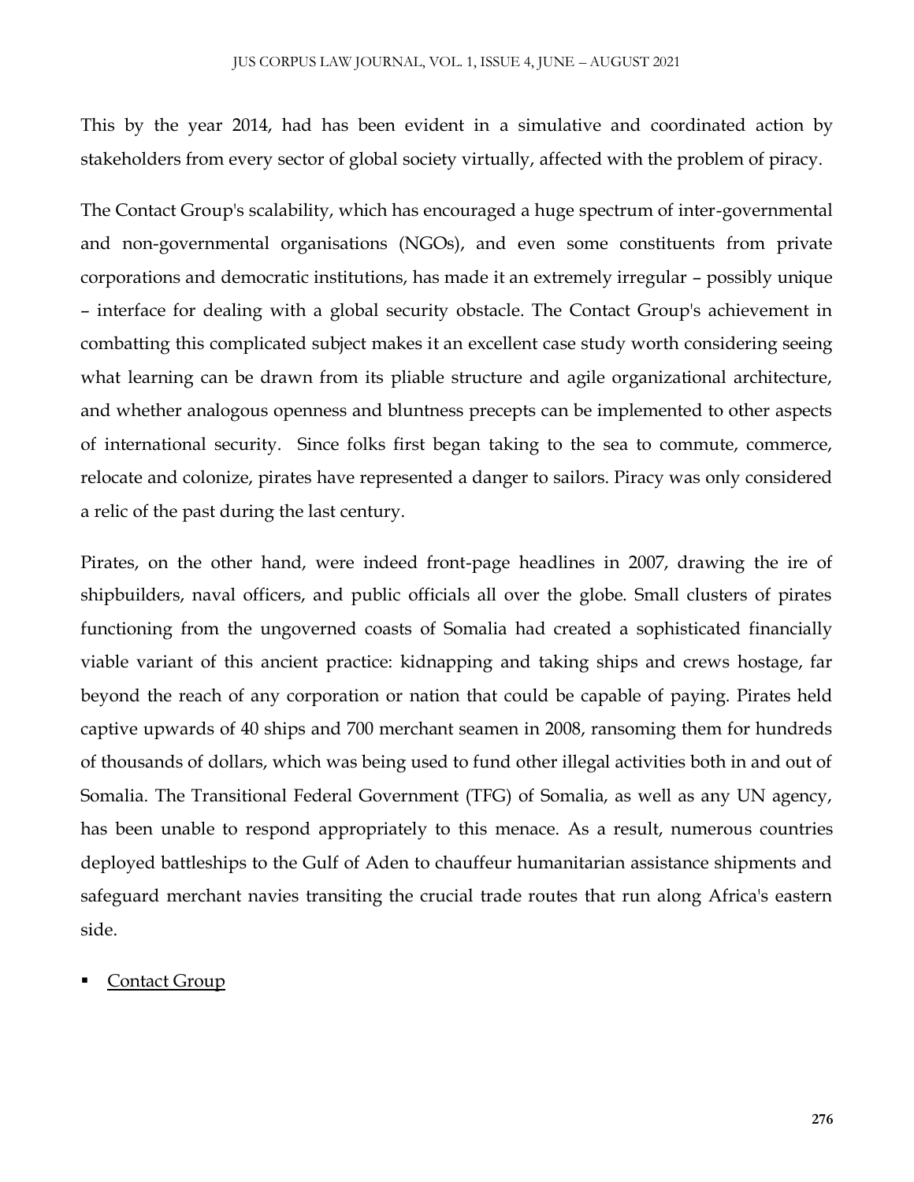This by the year 2014, had has been evident in a simulative and coordinated action by stakeholders from every sector of global society virtually, affected with the problem of piracy.

The Contact Group's scalability, which has encouraged a huge spectrum of inter-governmental and non-governmental organisations (NGOs), and even some constituents from private corporations and democratic institutions, has made it an extremely irregular – possibly unique – interface for dealing with a global security obstacle. The Contact Group's achievement in combatting this complicated subject makes it an excellent case study worth considering seeing what learning can be drawn from its pliable structure and agile organizational architecture, and whether analogous openness and bluntness precepts can be implemented to other aspects of international security. Since folks first began taking to the sea to commute, commerce, relocate and colonize, pirates have represented a danger to sailors. Piracy was only considered a relic of the past during the last century.

Pirates, on the other hand, were indeed front-page headlines in 2007, drawing the ire of shipbuilders, naval officers, and public officials all over the globe. Small clusters of pirates functioning from the ungoverned coasts of Somalia had created a sophisticated financially viable variant of this ancient practice: kidnapping and taking ships and crews hostage, far beyond the reach of any corporation or nation that could be capable of paying. Pirates held captive upwards of 40 ships and 700 merchant seamen in 2008, ransoming them for hundreds of thousands of dollars, which was being used to fund other illegal activities both in and out of Somalia. The Transitional Federal Government (TFG) of Somalia, as well as any UN agency, has been unable to respond appropriately to this menace. As a result, numerous countries deployed battleships to the Gulf of Aden to chauffeur humanitarian assistance shipments and safeguard merchant navies transiting the crucial trade routes that run along Africa's eastern side.

- <u>Contact Group</u>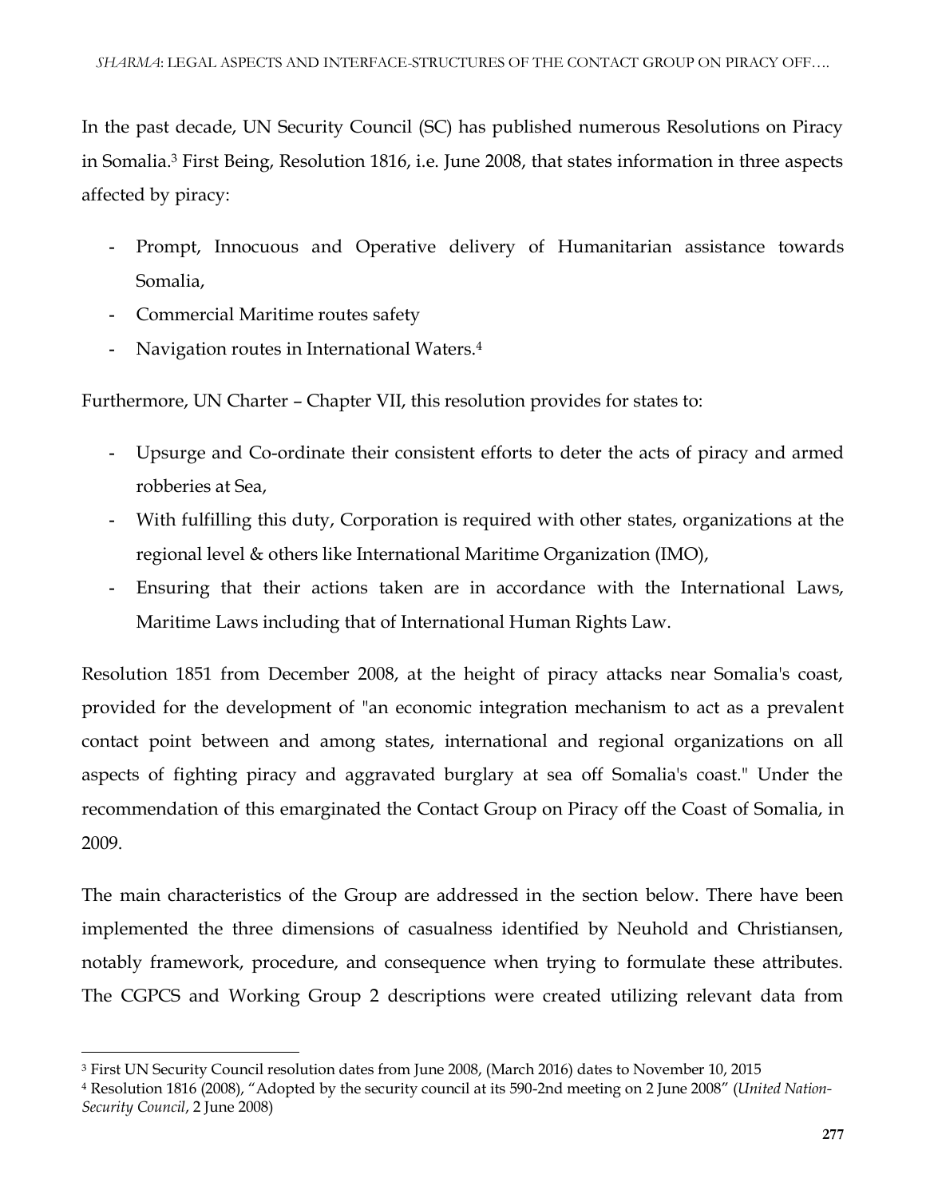In the past decade, UN Security Council (SC) has published numerous Resolutions on Piracy in Somalia.[3] First Being, Resolution 1816, i.e. June 2008, that states information in three aspects affected by piracy:

- Prompt, Innocuous and Operative delivery of Humanitarian assistance towards Somalia,
- Commercial Maritime routes safety
- Navigation routes in International Waters.[4]

Furthermore, UN Charter – Chapter VII, this resolution provides for states to:

- Upsurge and Co-ordinate their consistent efforts to deter the acts of piracy and armed robberies at Sea,
- With fulfilling this duty, Corporation is required with other states, organizations at the regional level & others like International Maritime Organization (IMO),
- Ensuring that their actions taken are in accordance with the International Laws, Maritime Laws including that of International Human Rights Law.

Resolution 1851 from December 2008, at the height of piracy attacks near Somalia's coast, provided for the development of "an economic integration mechanism to act as a prevalent contact point between and among states, international and regional organizations on all aspects of fighting piracy and aggravated burglary at sea off Somalia's coast." Under the recommendation of this emarginated the Contact Group on Piracy off the Coast of Somalia, in 2009.

The main characteristics of the Group are addressed in the section below. There have been implemented the three dimensions of casualness identified by Neuhold and Christiansen, notably framework, procedure, and consequence when trying to formulate these attributes. The CGPCS and Working Group 2 descriptions were created utilizing relevant data from

---

[3] First UN Security Council resolution dates from June 2008, (March 2016) dates to November 10, 2015

[4] Resolution 1816 (2008), "Adopted by the security council at its 590-2nd meeting on 2 June 2008" (*United Nation-Security Council*, 2 June 2008)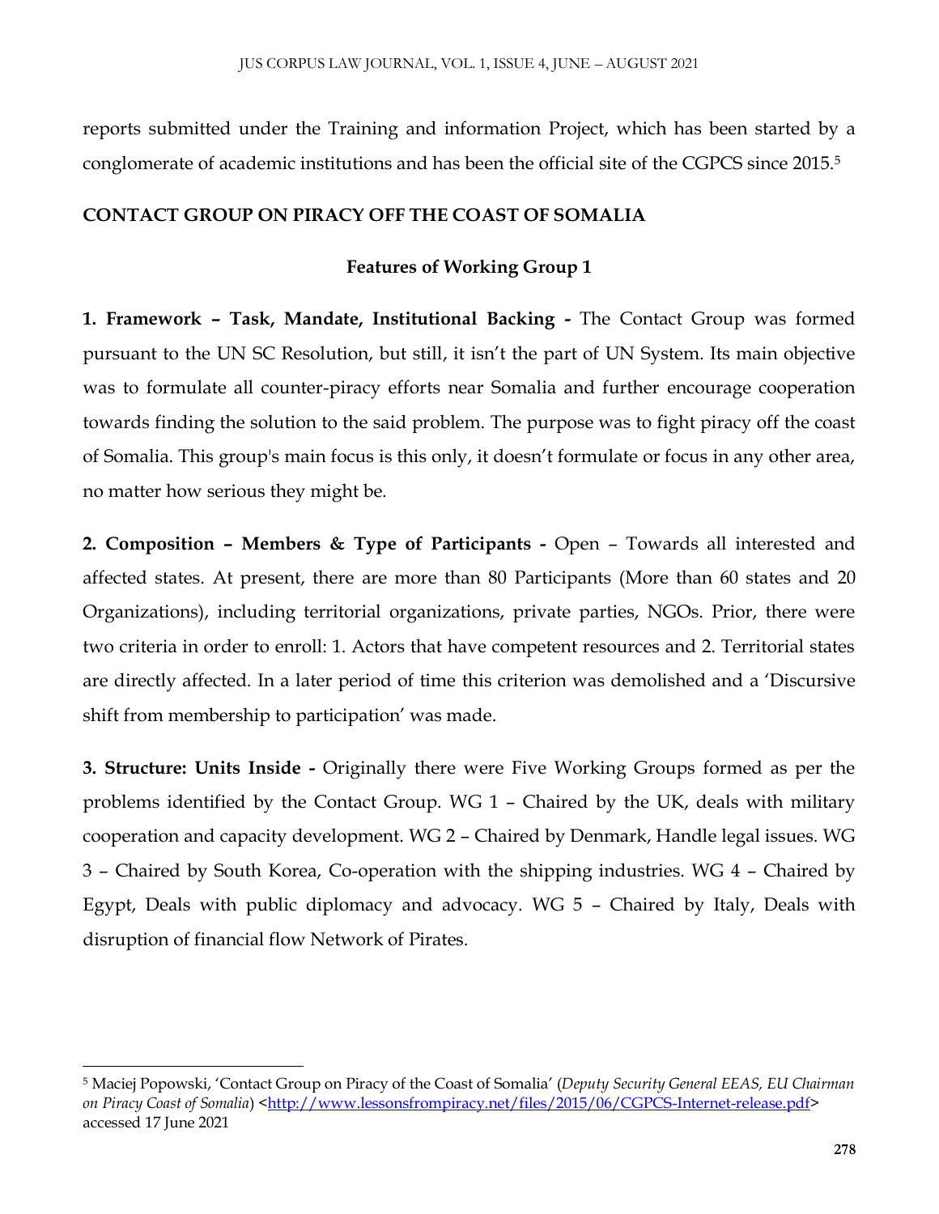reports submitted under the Training and information Project, which has been started by a conglomerate of academic institutions and has been the official site of the CGPCS since 2015.[5]

## CONTACT GROUP ON PIRACY OFF THE COAST OF SOMALIA

### Features of Working Group 1

**1. Framework – Task, Mandate, Institutional Backing -** The Contact Group was formed pursuant to the UN SC Resolution, but still, it isn't the part of UN System. Its main objective was to formulate all counter-piracy efforts near Somalia and further encourage cooperation towards finding the solution to the said problem. The purpose was to fight piracy off the coast of Somalia. This group's main focus is this only, it doesn't formulate or focus in any other area, no matter how serious they might be.

**2. Composition – Members & Type of Participants -** Open – Towards all interested and affected states. At present, there are more than 80 Participants (More than 60 states and 20 Organizations), including territorial organizations, private parties, NGOs. Prior, there were two criteria in order to enroll: 1. Actors that have competent resources and 2. Territorial states are directly affected. In a later period of time this criterion was demolished and a 'Discursive shift from membership to participation' was made.

**3. Structure: Units Inside -** Originally there were Five Working Groups formed as per the problems identified by the Contact Group. WG 1 – Chaired by the UK, deals with military cooperation and capacity development. WG 2 – Chaired by Denmark, Handle legal issues. WG 3 – Chaired by South Korea, Co-operation with the shipping industries. WG 4 – Chaired by Egypt, Deals with public diplomacy and advocacy. WG 5 – Chaired by Italy, Deals with disruption of financial flow Network of Pirates.

---

[5] Maciej Popowski, 'Contact Group on Piracy of the Coast of Somalia' (*Deputy Security General EEAS, EU Chairman on Piracy Coast of Somalia*) <http://www.lessonsfrompiracy.net/files/2015/06/CGPCS-Internet-release.pdf> accessed 17 June 2021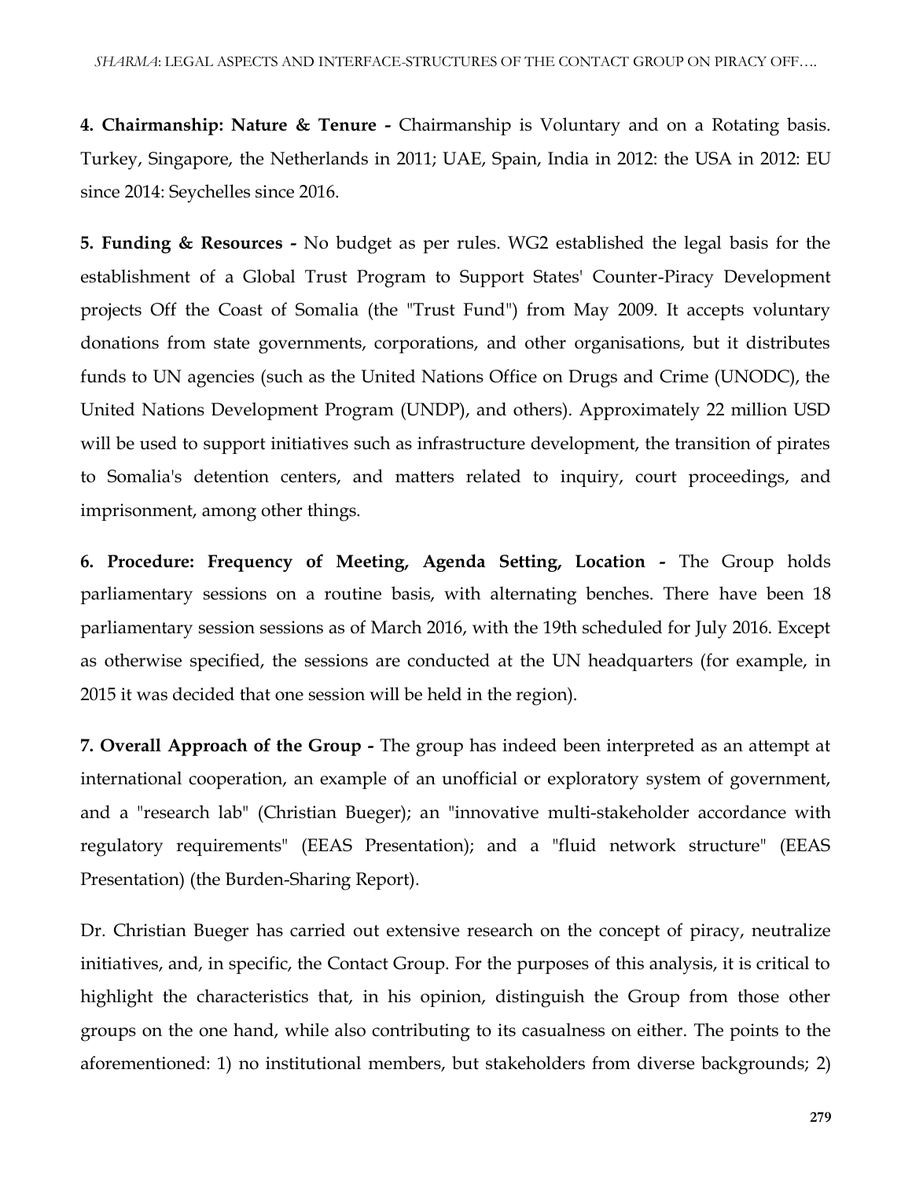**4. Chairmanship: Nature & Tenure -** Chairmanship is Voluntary and on a Rotating basis. Turkey, Singapore, the Netherlands in 2011; UAE, Spain, India in 2012: the USA in 2012: EU since 2014: Seychelles since 2016.

**5. Funding & Resources -** No budget as per rules. WG2 established the legal basis for the establishment of a Global Trust Program to Support States' Counter-Piracy Development projects Off the Coast of Somalia (the "Trust Fund") from May 2009. It accepts voluntary donations from state governments, corporations, and other organisations, but it distributes funds to UN agencies (such as the United Nations Office on Drugs and Crime (UNODC), the United Nations Development Program (UNDP), and others). Approximately 22 million USD will be used to support initiatives such as infrastructure development, the transition of pirates to Somalia's detention centers, and matters related to inquiry, court proceedings, and imprisonment, among other things.

**6. Procedure: Frequency of Meeting, Agenda Setting, Location -** The Group holds parliamentary sessions on a routine basis, with alternating benches. There have been 18 parliamentary session sessions as of March 2016, with the 19th scheduled for July 2016. Except as otherwise specified, the sessions are conducted at the UN headquarters (for example, in 2015 it was decided that one session will be held in the region).

**7. Overall Approach of the Group -** The group has indeed been interpreted as an attempt at international cooperation, an example of an unofficial or exploratory system of government, and a "research lab" (Christian Bueger); an "innovative multi-stakeholder accordance with regulatory requirements" (EEAS Presentation); and a "fluid network structure" (EEAS Presentation) (the Burden-Sharing Report).

Dr. Christian Bueger has carried out extensive research on the concept of piracy, neutralize initiatives, and, in specific, the Contact Group. For the purposes of this analysis, it is critical to highlight the characteristics that, in his opinion, distinguish the Group from those other groups on the one hand, while also contributing to its casualness on either. The points to the aforementioned: 1) no institutional members, but stakeholders from diverse backgrounds; 2)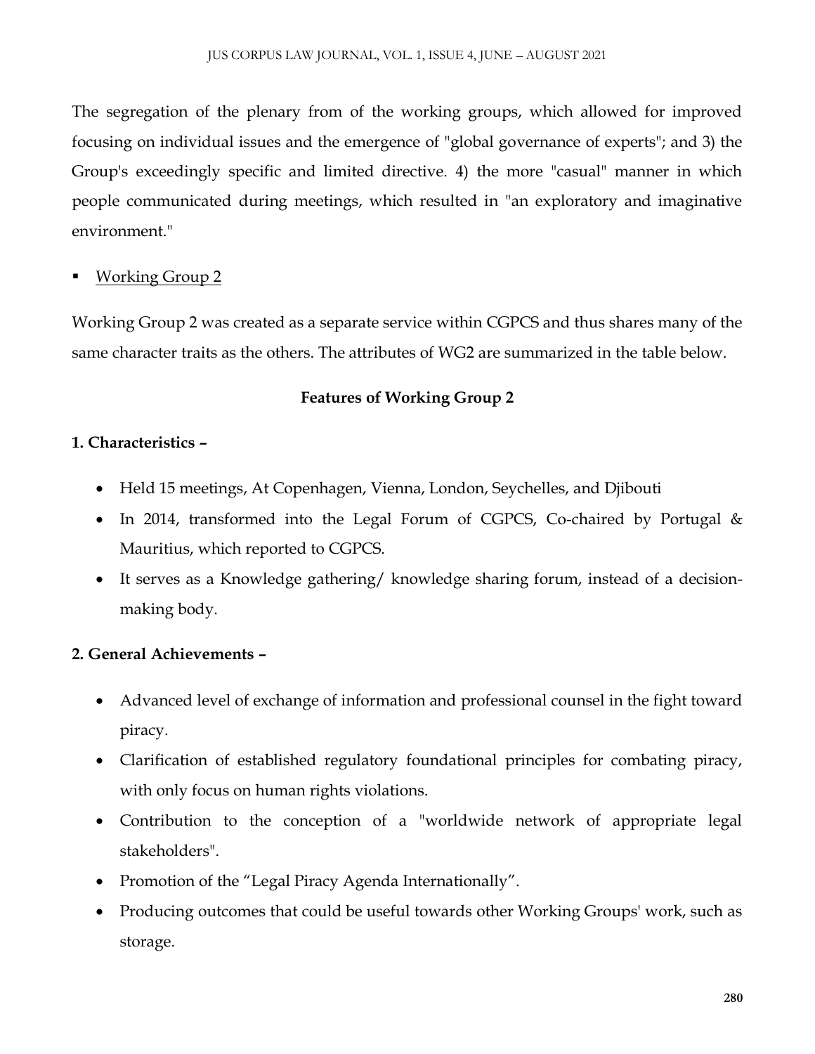The segregation of the plenary from of the working groups, which allowed for improved focusing on individual issues and the emergence of "global governance of experts"; and 3) the Group's exceedingly specific and limited directive. 4) the more "casual" manner in which people communicated during meetings, which resulted in "an exploratory and imaginative environment."

- Working Group 2

Working Group 2 was created as a separate service within CGPCS and thus shares many of the same character traits as the others. The attributes of WG2 are summarized in the table below.

**Features of Working Group 2**

**1. Characteristics –**

- Held 15 meetings, At Copenhagen, Vienna, London, Seychelles, and Djibouti
- In 2014, transformed into the Legal Forum of CGPCS, Co-chaired by Portugal & Mauritius, which reported to CGPCS.
- It serves as a Knowledge gathering/ knowledge sharing forum, instead of a decision-making body.

**2. General Achievements –**

- Advanced level of exchange of information and professional counsel in the fight toward piracy.
- Clarification of established regulatory foundational principles for combating piracy, with only focus on human rights violations.
- Contribution to the conception of a "worldwide network of appropriate legal stakeholders".
- Promotion of the "Legal Piracy Agenda Internationally".
- Producing outcomes that could be useful towards other Working Groups' work, such as storage.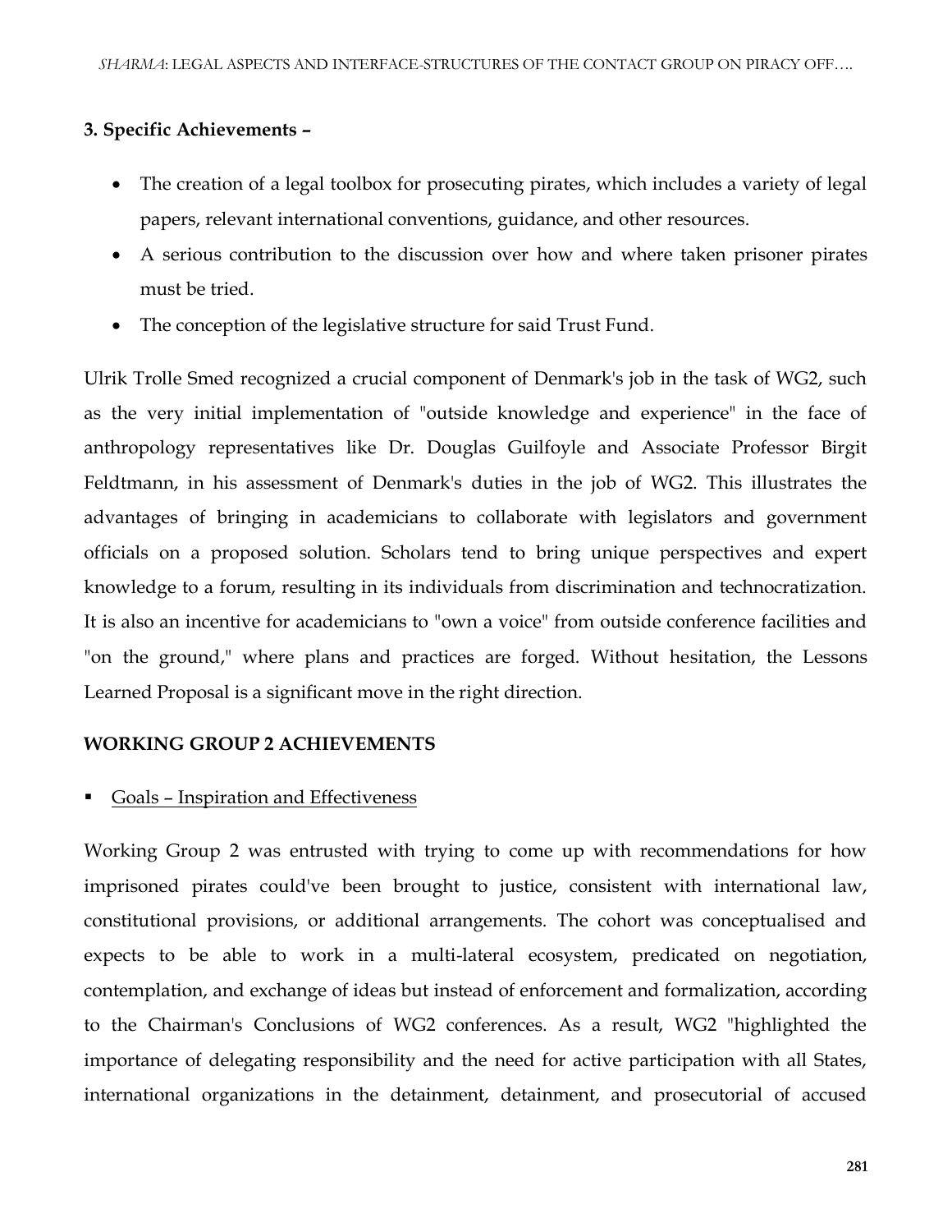**3. Specific Achievements –**

- The creation of a legal toolbox for prosecuting pirates, which includes a variety of legal papers, relevant international conventions, guidance, and other resources.
- A serious contribution to the discussion over how and where taken prisoner pirates must be tried.
- The conception of the legislative structure for said Trust Fund.

Ulrik Trolle Smed recognized a crucial component of Denmark's job in the task of WG2, such as the very initial implementation of "outside knowledge and experience" in the face of anthropology representatives like Dr. Douglas Guilfoyle and Associate Professor Birgit Feldtmann, in his assessment of Denmark's duties in the job of WG2. This illustrates the advantages of bringing in academicians to collaborate with legislators and government officials on a proposed solution. Scholars tend to bring unique perspectives and expert knowledge to a forum, resulting in its individuals from discrimination and technocratization. It is also an incentive for academicians to "own a voice" from outside conference facilities and "on the ground," where plans and practices are forged. Without hesitation, the Lessons Learned Proposal is a significant move in the right direction.

**WORKING GROUP 2 ACHIEVEMENTS**

- <u>Goals – Inspiration and Effectiveness</u>

Working Group 2 was entrusted with trying to come up with recommendations for how imprisoned pirates could've been brought to justice, consistent with international law, constitutional provisions, or additional arrangements. The cohort was conceptualised and expects to be able to work in a multi-lateral ecosystem, predicated on negotiation, contemplation, and exchange of ideas but instead of enforcement and formalization, according to the Chairman's Conclusions of WG2 conferences. As a result, WG2 "highlighted the importance of delegating responsibility and the need for active participation with all States, international organizations in the detainment, detainment, and prosecutorial of accused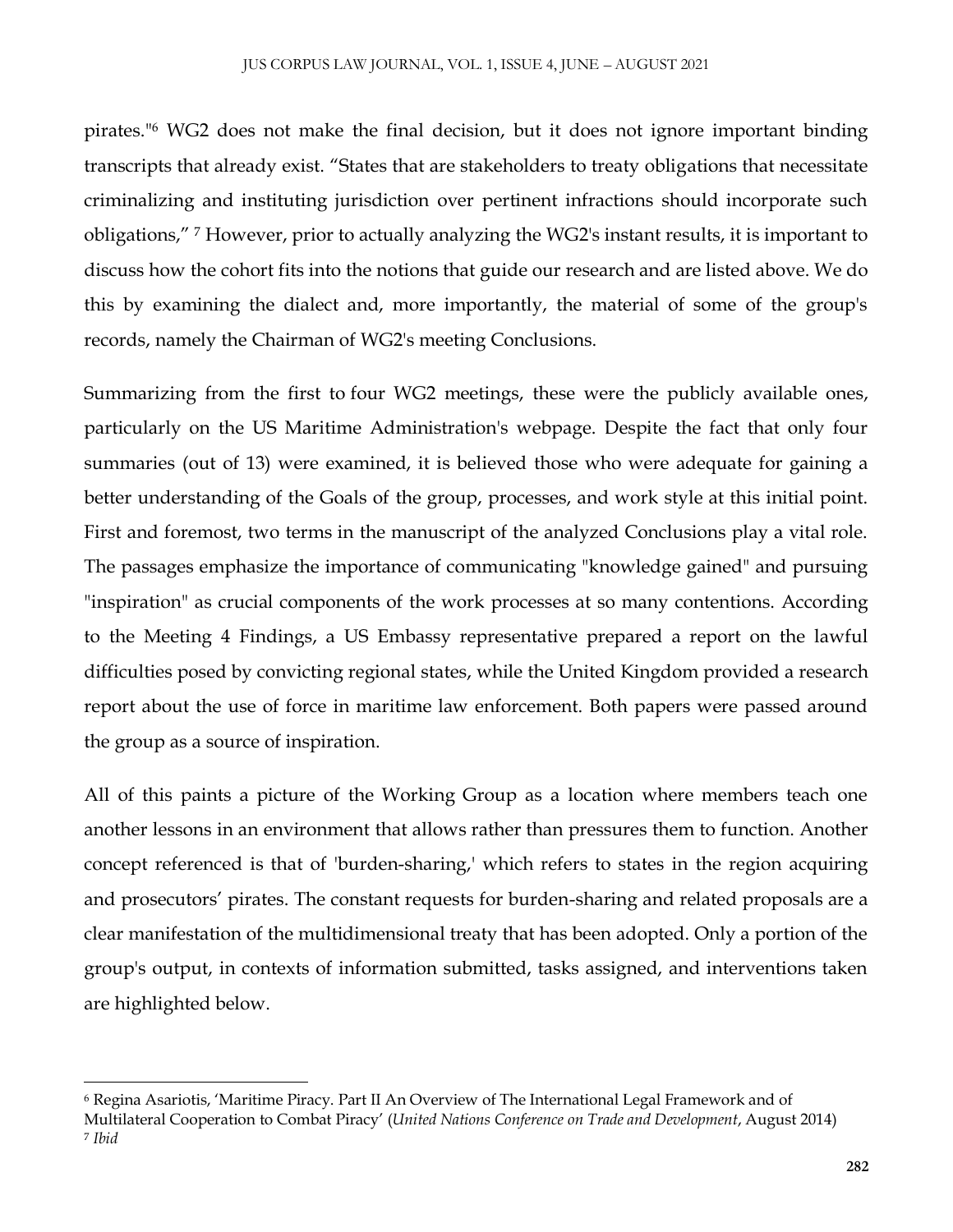pirates."[6] WG2 does not make the final decision, but it does not ignore important binding transcripts that already exist. "States that are stakeholders to treaty obligations that necessitate criminalizing and instituting jurisdiction over pertinent infractions should incorporate such obligations," [7] However, prior to actually analyzing the WG2's instant results, it is important to discuss how the cohort fits into the notions that guide our research and are listed above. We do this by examining the dialect and, more importantly, the material of some of the group's records, namely the Chairman of WG2's meeting Conclusions.

Summarizing from the first to four WG2 meetings, these were the publicly available ones, particularly on the US Maritime Administration's webpage. Despite the fact that only four summaries (out of 13) were examined, it is believed those who were adequate for gaining a better understanding of the Goals of the group, processes, and work style at this initial point. First and foremost, two terms in the manuscript of the analyzed Conclusions play a vital role. The passages emphasize the importance of communicating "knowledge gained" and pursuing "inspiration" as crucial components of the work processes at so many contentions. According to the Meeting 4 Findings, a US Embassy representative prepared a report on the lawful difficulties posed by convicting regional states, while the United Kingdom provided a research report about the use of force in maritime law enforcement. Both papers were passed around the group as a source of inspiration.

All of this paints a picture of the Working Group as a location where members teach one another lessons in an environment that allows rather than pressures them to function. Another concept referenced is that of 'burden-sharing,' which refers to states in the region acquiring and prosecutors' pirates. The constant requests for burden-sharing and related proposals are a clear manifestation of the multidimensional treaty that has been adopted. Only a portion of the group's output, in contexts of information submitted, tasks assigned, and interventions taken are highlighted below.

---

[6] Regina Asariotis, 'Maritime Piracy. Part II An Overview of The International Legal Framework and of Multilateral Cooperation to Combat Piracy' (*United Nations Conference on Trade and Development*, August 2014)

[7] *Ibid*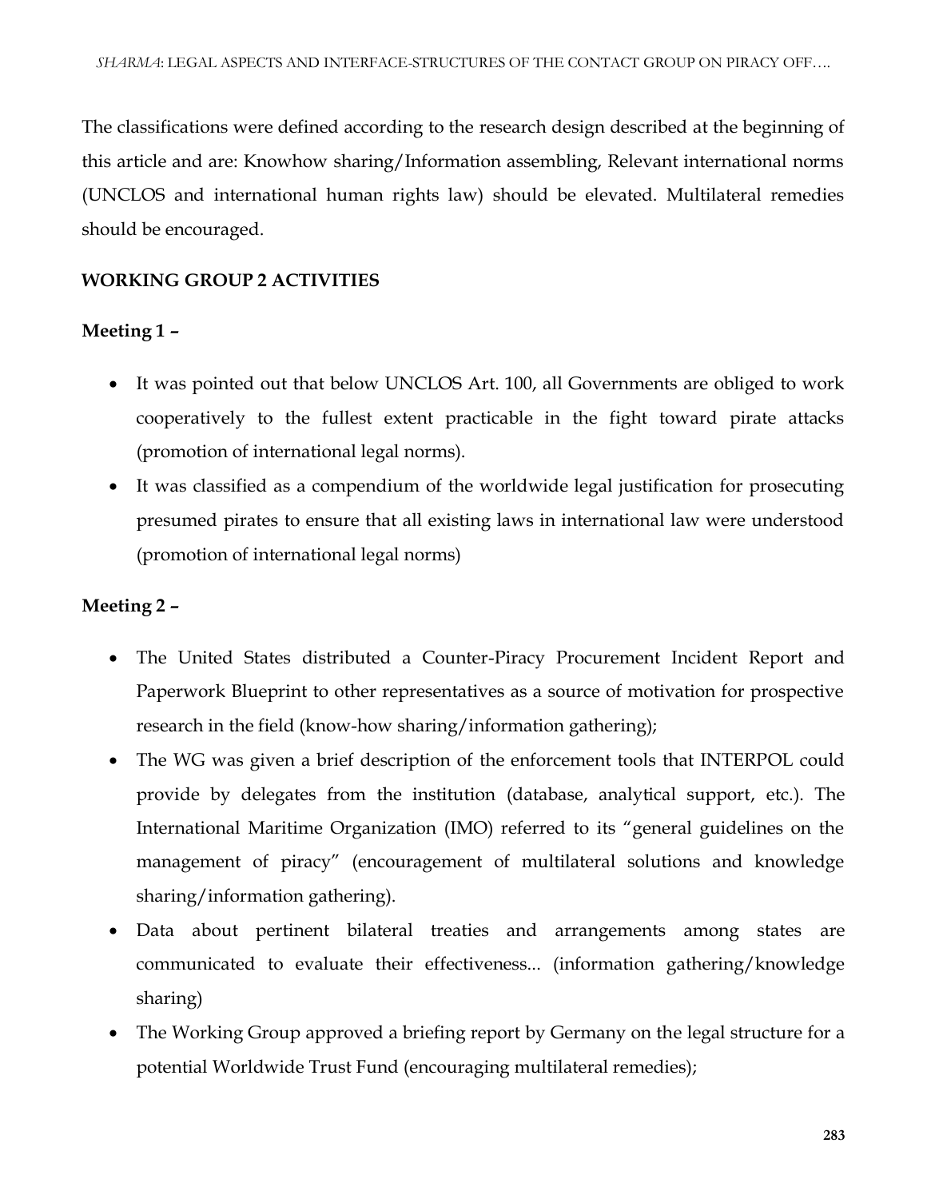The classifications were defined according to the research design described at the beginning of this article and are: Knowhow sharing/Information assembling, Relevant international norms (UNCLOS and international human rights law) should be elevated. Multilateral remedies should be encouraged.

**WORKING GROUP 2 ACTIVITIES**

**Meeting 1 –**

- It was pointed out that below UNCLOS Art. 100, all Governments are obliged to work cooperatively to the fullest extent practicable in the fight toward pirate attacks (promotion of international legal norms).
- It was classified as a compendium of the worldwide legal justification for prosecuting presumed pirates to ensure that all existing laws in international law were understood (promotion of international legal norms)

**Meeting 2 –**

- The United States distributed a Counter-Piracy Procurement Incident Report and Paperwork Blueprint to other representatives as a source of motivation for prospective research in the field (know-how sharing/information gathering);
- The WG was given a brief description of the enforcement tools that INTERPOL could provide by delegates from the institution (database, analytical support, etc.). The International Maritime Organization (IMO) referred to its "general guidelines on the management of piracy" (encouragement of multilateral solutions and knowledge sharing/information gathering).
- Data about pertinent bilateral treaties and arrangements among states are communicated to evaluate their effectiveness... (information gathering/knowledge sharing)
- The Working Group approved a briefing report by Germany on the legal structure for a potential Worldwide Trust Fund (encouraging multilateral remedies);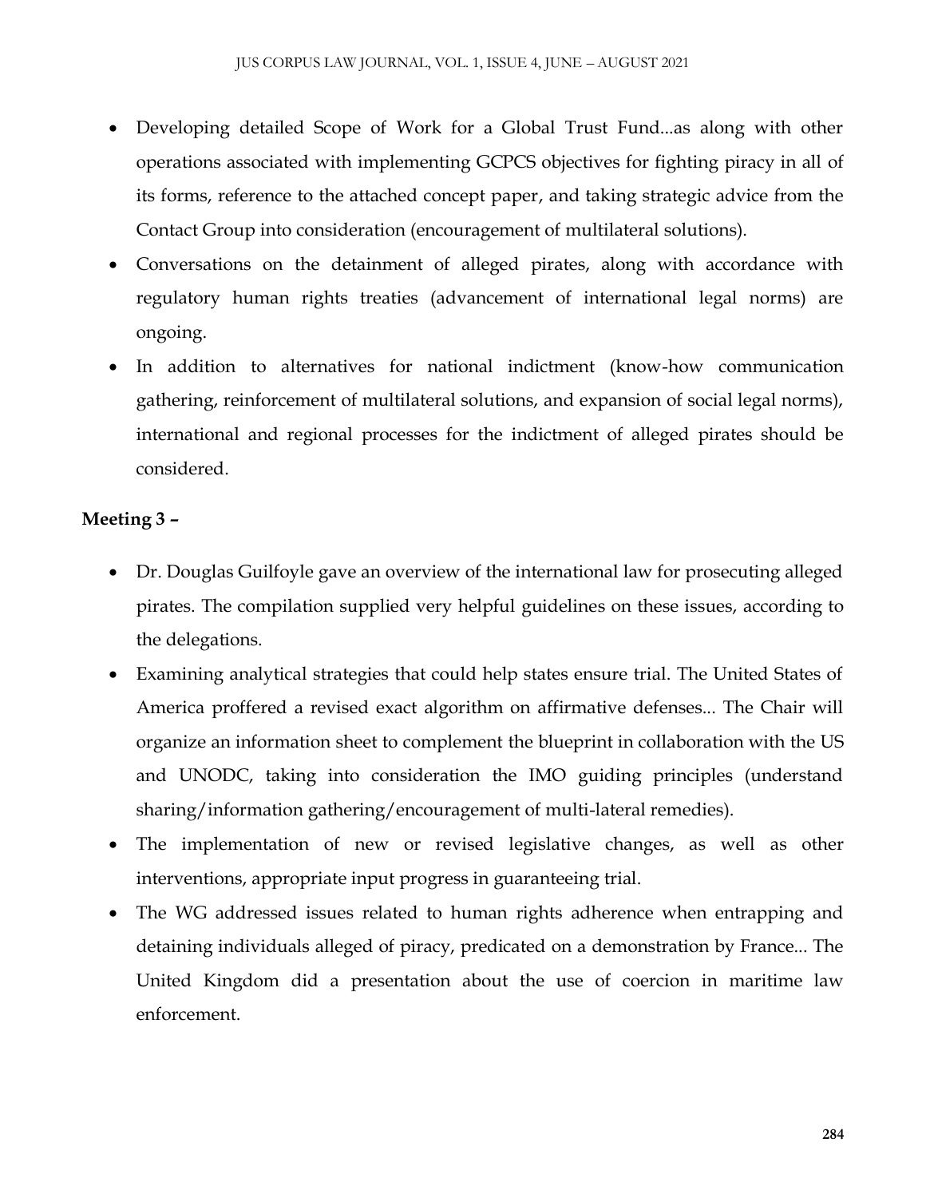- Developing detailed Scope of Work for a Global Trust Fund...as along with other operations associated with implementing GCPCS objectives for fighting piracy in all of its forms, reference to the attached concept paper, and taking strategic advice from the Contact Group into consideration (encouragement of multilateral solutions).
- Conversations on the detainment of alleged pirates, along with accordance with regulatory human rights treaties (advancement of international legal norms) are ongoing.
- In addition to alternatives for national indictment (know-how communication gathering, reinforcement of multilateral solutions, and expansion of social legal norms), international and regional processes for the indictment of alleged pirates should be considered.

**Meeting 3 –**

- Dr. Douglas Guilfoyle gave an overview of the international law for prosecuting alleged pirates. The compilation supplied very helpful guidelines on these issues, according to the delegations.
- Examining analytical strategies that could help states ensure trial. The United States of America proffered a revised exact algorithm on affirmative defenses... The Chair will organize an information sheet to complement the blueprint in collaboration with the US and UNODC, taking into consideration the IMO guiding principles (understand sharing/information gathering/encouragement of multi-lateral remedies).
- The implementation of new or revised legislative changes, as well as other interventions, appropriate input progress in guaranteeing trial.
- The WG addressed issues related to human rights adherence when entrapping and detaining individuals alleged of piracy, predicated on a demonstration by France... The United Kingdom did a presentation about the use of coercion in maritime law enforcement.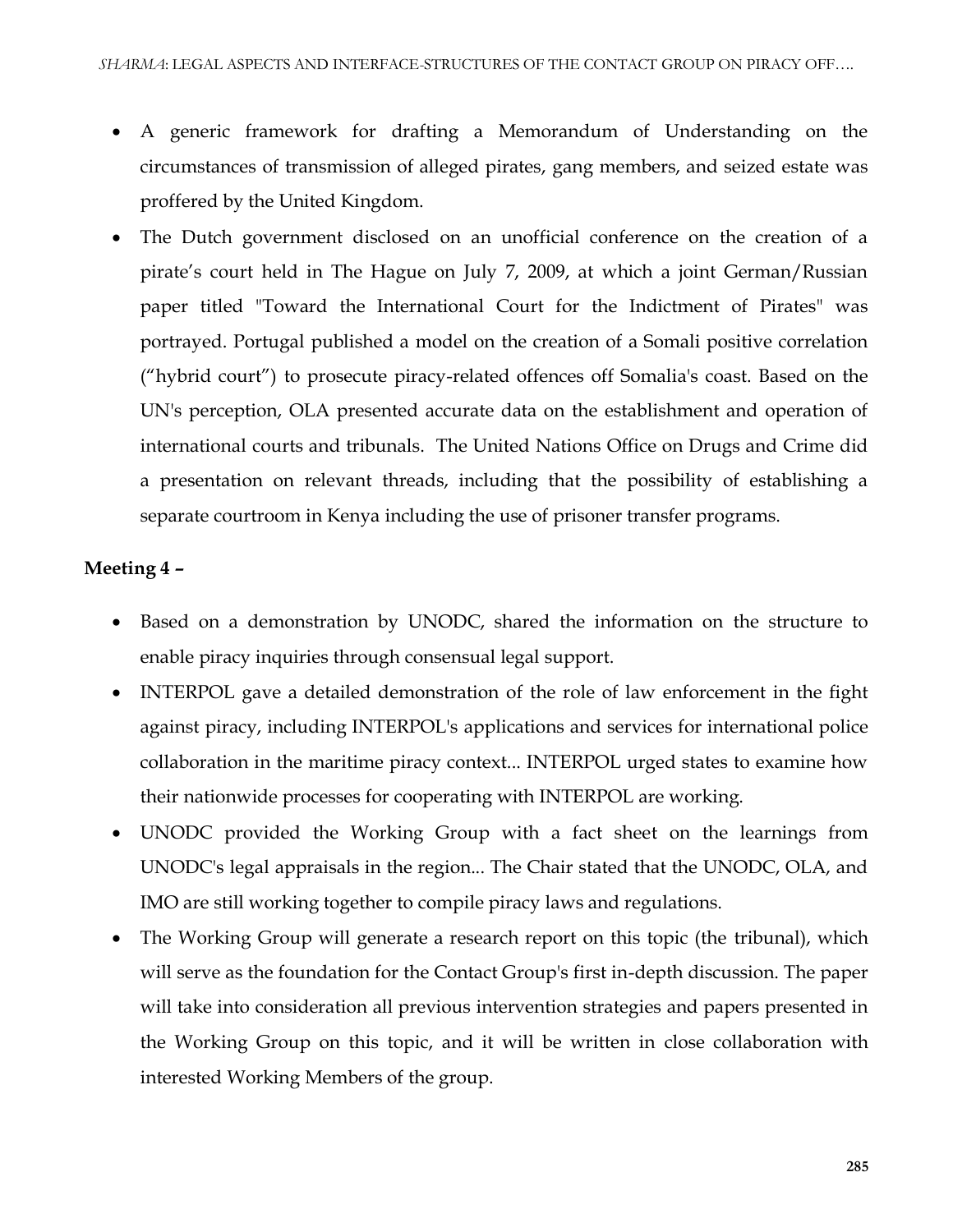- A generic framework for drafting a Memorandum of Understanding on the circumstances of transmission of alleged pirates, gang members, and seized estate was proffered by the United Kingdom.
- The Dutch government disclosed on an unofficial conference on the creation of a pirate's court held in The Hague on July 7, 2009, at which a joint German/Russian paper titled "Toward the International Court for the Indictment of Pirates" was portrayed. Portugal published a model on the creation of a Somali positive correlation ("hybrid court") to prosecute piracy-related offences off Somalia's coast. Based on the UN's perception, OLA presented accurate data on the establishment and operation of international courts and tribunals. The United Nations Office on Drugs and Crime did a presentation on relevant threads, including that the possibility of establishing a separate courtroom in Kenya including the use of prisoner transfer programs.

**Meeting 4 –**

- Based on a demonstration by UNODC, shared the information on the structure to enable piracy inquiries through consensual legal support.
- INTERPOL gave a detailed demonstration of the role of law enforcement in the fight against piracy, including INTERPOL's applications and services for international police collaboration in the maritime piracy context... INTERPOL urged states to examine how their nationwide processes for cooperating with INTERPOL are working.
- UNODC provided the Working Group with a fact sheet on the learnings from UNODC's legal appraisals in the region... The Chair stated that the UNODC, OLA, and IMO are still working together to compile piracy laws and regulations.
- The Working Group will generate a research report on this topic (the tribunal), which will serve as the foundation for the Contact Group's first in-depth discussion. The paper will take into consideration all previous intervention strategies and papers presented in the Working Group on this topic, and it will be written in close collaboration with interested Working Members of the group.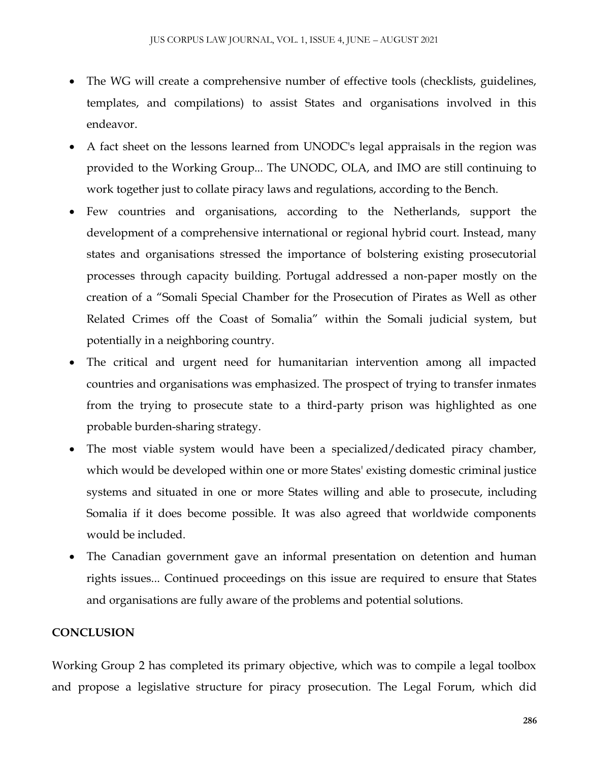- The WG will create a comprehensive number of effective tools (checklists, guidelines, templates, and compilations) to assist States and organisations involved in this endeavor.
- A fact sheet on the lessons learned from UNODC's legal appraisals in the region was provided to the Working Group... The UNODC, OLA, and IMO are still continuing to work together just to collate piracy laws and regulations, according to the Bench.
- Few countries and organisations, according to the Netherlands, support the development of a comprehensive international or regional hybrid court. Instead, many states and organisations stressed the importance of bolstering existing prosecutorial processes through capacity building. Portugal addressed a non-paper mostly on the creation of a "Somali Special Chamber for the Prosecution of Pirates as Well as other Related Crimes off the Coast of Somalia" within the Somali judicial system, but potentially in a neighboring country.
- The critical and urgent need for humanitarian intervention among all impacted countries and organisations was emphasized. The prospect of trying to transfer inmates from the trying to prosecute state to a third-party prison was highlighted as one probable burden-sharing strategy.
- The most viable system would have been a specialized/dedicated piracy chamber, which would be developed within one or more States' existing domestic criminal justice systems and situated in one or more States willing and able to prosecute, including Somalia if it does become possible. It was also agreed that worldwide components would be included.
- The Canadian government gave an informal presentation on detention and human rights issues... Continued proceedings on this issue are required to ensure that States and organisations are fully aware of the problems and potential solutions.

## CONCLUSION

Working Group 2 has completed its primary objective, which was to compile a legal toolbox and propose a legislative structure for piracy prosecution. The Legal Forum, which did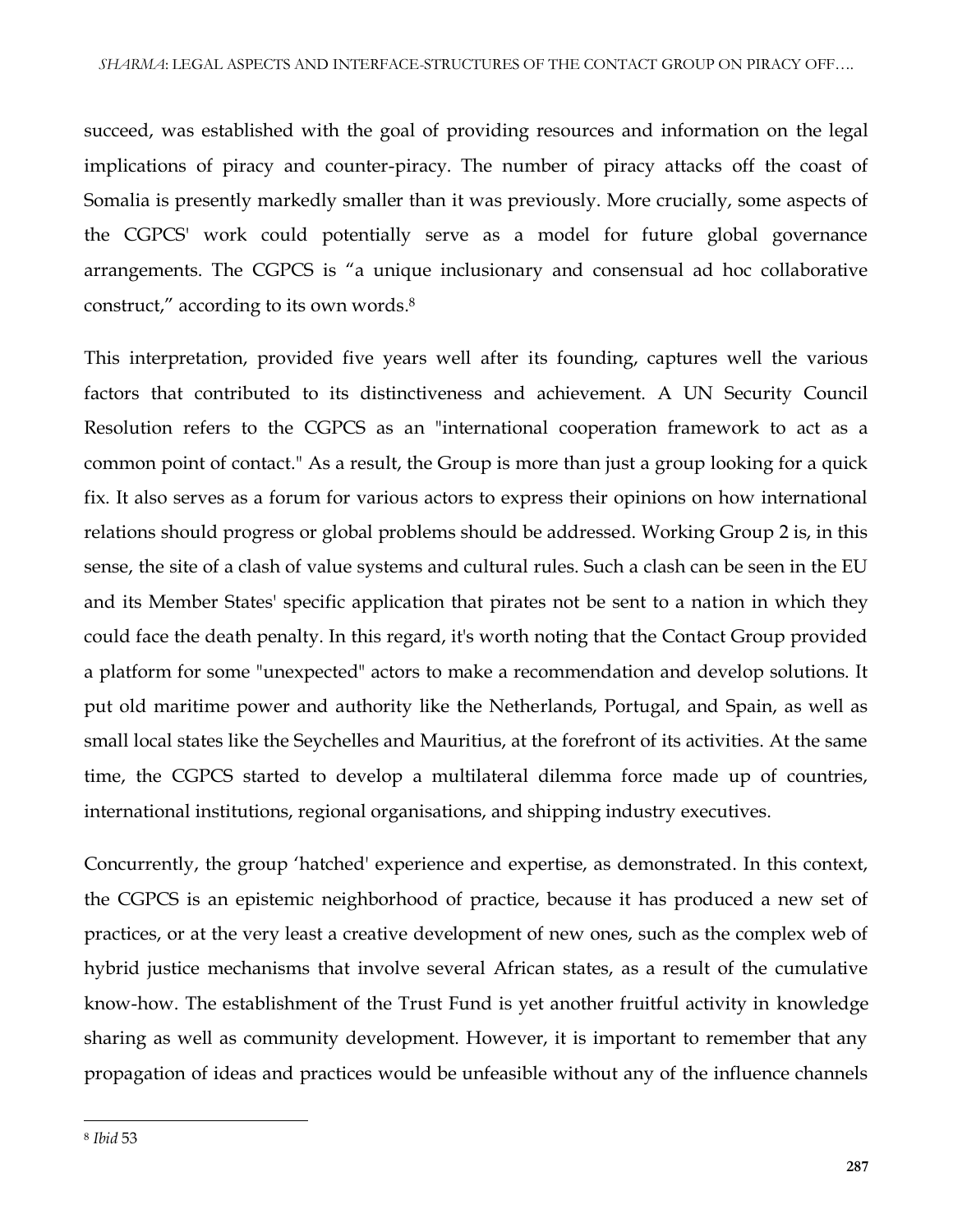succeed, was established with the goal of providing resources and information on the legal implications of piracy and counter-piracy. The number of piracy attacks off the coast of Somalia is presently markedly smaller than it was previously. More crucially, some aspects of the CGPCS' work could potentially serve as a model for future global governance arrangements. The CGPCS is "a unique inclusionary and consensual ad hoc collaborative construct," according to its own words.[8]

This interpretation, provided five years well after its founding, captures well the various factors that contributed to its distinctiveness and achievement. A UN Security Council Resolution refers to the CGPCS as an "international cooperation framework to act as a common point of contact." As a result, the Group is more than just a group looking for a quick fix. It also serves as a forum for various actors to express their opinions on how international relations should progress or global problems should be addressed. Working Group 2 is, in this sense, the site of a clash of value systems and cultural rules. Such a clash can be seen in the EU and its Member States' specific application that pirates not be sent to a nation in which they could face the death penalty. In this regard, it's worth noting that the Contact Group provided a platform for some "unexpected" actors to make a recommendation and develop solutions. It put old maritime power and authority like the Netherlands, Portugal, and Spain, as well as small local states like the Seychelles and Mauritius, at the forefront of its activities. At the same time, the CGPCS started to develop a multilateral dilemma force made up of countries, international institutions, regional organisations, and shipping industry executives.

Concurrently, the group 'hatched' experience and expertise, as demonstrated. In this context, the CGPCS is an epistemic neighborhood of practice, because it has produced a new set of practices, or at the very least a creative development of new ones, such as the complex web of hybrid justice mechanisms that involve several African states, as a result of the cumulative know-how. The establishment of the Trust Fund is yet another fruitful activity in knowledge sharing as well as community development. However, it is important to remember that any propagation of ideas and practices would be unfeasible without any of the influence channels

---

[8] *Ibid* 53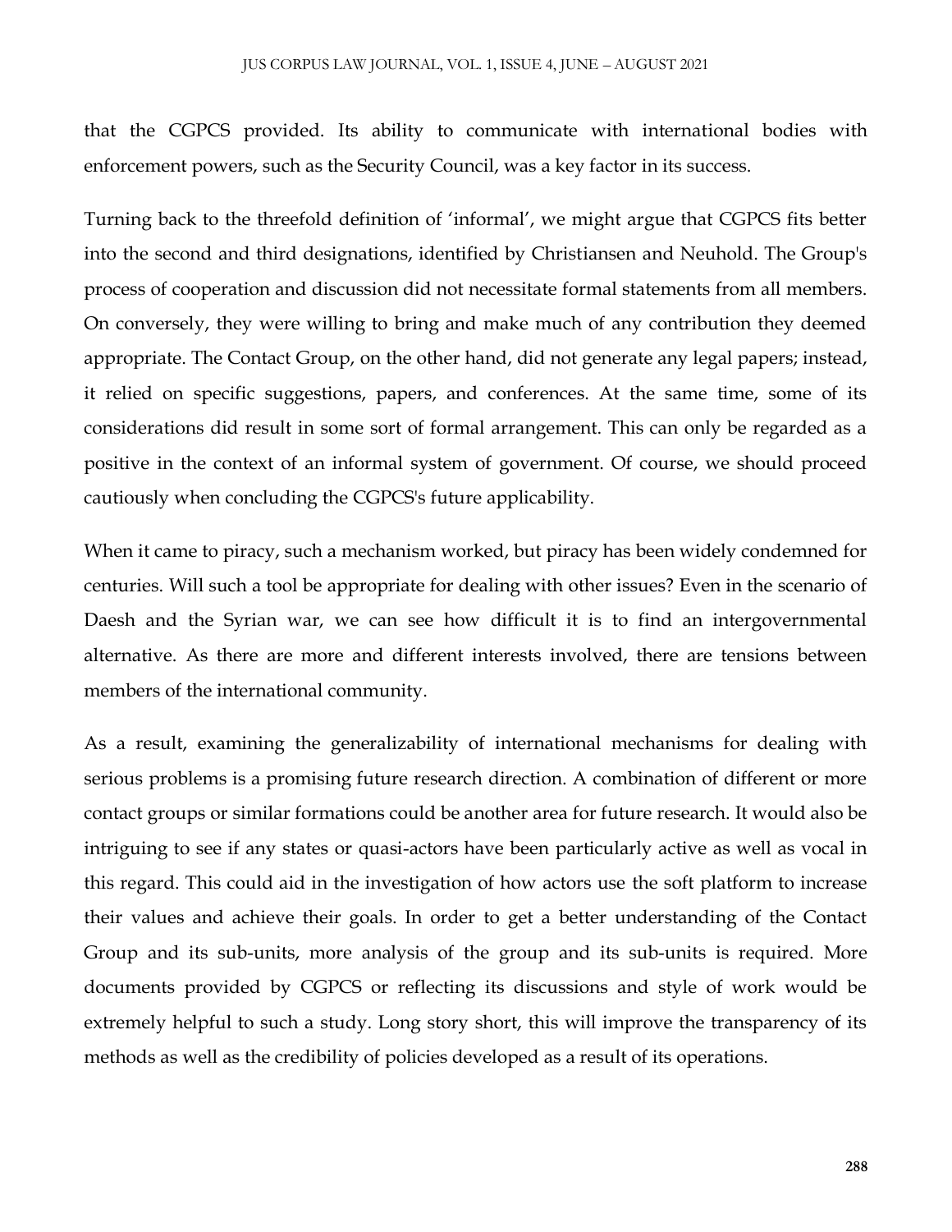that the CGPCS provided. Its ability to communicate with international bodies with enforcement powers, such as the Security Council, was a key factor in its success.

Turning back to the threefold definition of 'informal', we might argue that CGPCS fits better into the second and third designations, identified by Christiansen and Neuhold. The Group's process of cooperation and discussion did not necessitate formal statements from all members. On conversely, they were willing to bring and make much of any contribution they deemed appropriate. The Contact Group, on the other hand, did not generate any legal papers; instead, it relied on specific suggestions, papers, and conferences. At the same time, some of its considerations did result in some sort of formal arrangement. This can only be regarded as a positive in the context of an informal system of government. Of course, we should proceed cautiously when concluding the CGPCS's future applicability.

When it came to piracy, such a mechanism worked, but piracy has been widely condemned for centuries. Will such a tool be appropriate for dealing with other issues? Even in the scenario of Daesh and the Syrian war, we can see how difficult it is to find an intergovernmental alternative. As there are more and different interests involved, there are tensions between members of the international community.

As a result, examining the generalizability of international mechanisms for dealing with serious problems is a promising future research direction. A combination of different or more contact groups or similar formations could be another area for future research. It would also be intriguing to see if any states or quasi-actors have been particularly active as well as vocal in this regard. This could aid in the investigation of how actors use the soft platform to increase their values and achieve their goals. In order to get a better understanding of the Contact Group and its sub-units, more analysis of the group and its sub-units is required. More documents provided by CGPCS or reflecting its discussions and style of work would be extremely helpful to such a study. Long story short, this will improve the transparency of its methods as well as the credibility of policies developed as a result of its operations.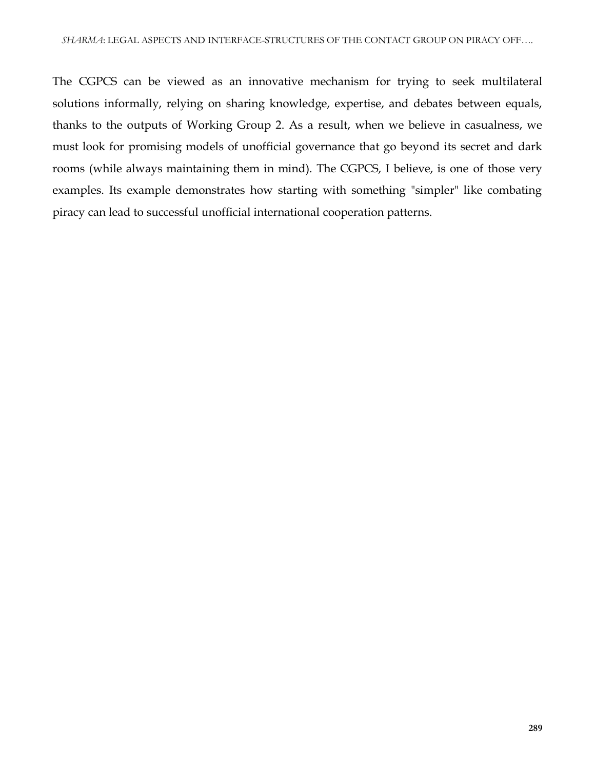The CGPCS can be viewed as an innovative mechanism for trying to seek multilateral solutions informally, relying on sharing knowledge, expertise, and debates between equals, thanks to the outputs of Working Group 2. As a result, when we believe in casualness, we must look for promising models of unofficial governance that go beyond its secret and dark rooms (while always maintaining them in mind). The CGPCS, I believe, is one of those very examples. Its example demonstrates how starting with something "simpler" like combating piracy can lead to successful unofficial international cooperation patterns.